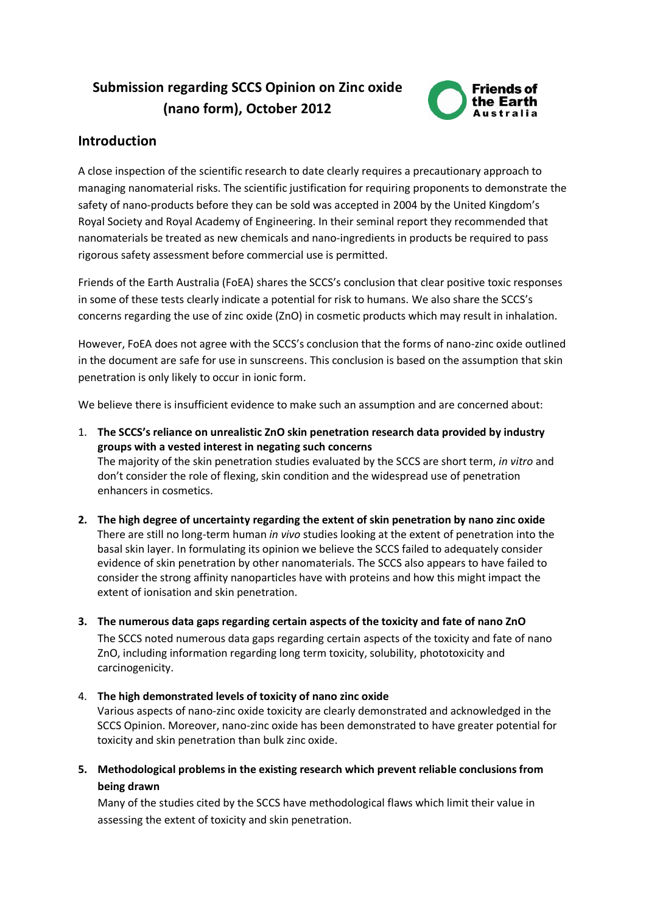# Submission regarding SCCS Opinion on Zinc oxide (nano form), October 2012

Friends of the Earth Australia

## Introduction

A close inspection of the scientific research to date clearly requires a precautionary approach to managing nanomaterial risks. The scientific justification for requiring proponents to demonstrate the safety of nano-products before they can be sold was accepted in 2004 by the United Kingdom's Royal Society and Royal Academy of Engineering. In their seminal report they recommended that nanomaterials be treated as new chemicals and nano-ingredients in products be required to pass rigorous safety assessment before commercial use is permitted.

Friends of the Earth Australia (FoEA) shares the SCCS's conclusion that clear positive toxic responses in some of these tests clearly indicate a potential for risk to humans. We also share the SCCS's concerns regarding the use of zinc oxide (ZnO) in cosmetic products which may result in inhalation.

However, FoEA does not agree with the SCCS's conclusion that the forms of nano-zinc oxide outlined in the document are safe for use in sunscreens. This conclusion is based on the assumption that skin penetration is only likely to occur in ionic form.

We believe there is insufficient evidence to make such an assumption and are concerned about:

1. **The SCCS's reliance on unrealistic ZnO skin penetration research data provided by industry groups with a vested interest in negating such concerns**
   The majority of the skin penetration studies evaluated by the SCCS are short term, *in vitro* and don't consider the role of flexing, skin condition and the widespread use of penetration enhancers in cosmetics.

2. **The high degree of uncertainty regarding the extent of skin penetration by nano zinc oxide**
   There are still no long-term human *in vivo* studies looking at the extent of penetration into the basal skin layer. In formulating its opinion we believe the SCCS failed to adequately consider evidence of skin penetration by other nanomaterials. The SCCS also appears to have failed to consider the strong affinity nanoparticles have with proteins and how this might impact the extent of ionisation and skin penetration.

3. **The numerous data gaps regarding certain aspects of the toxicity and fate of nano ZnO**
   The SCCS noted numerous data gaps regarding certain aspects of the toxicity and fate of nano ZnO, including information regarding long term toxicity, solubility, phototoxicity and carcinogenicity.

4. **The high demonstrated levels of toxicity of nano zinc oxide**
   Various aspects of nano-zinc oxide toxicity are clearly demonstrated and acknowledged in the SCCS Opinion. Moreover, nano-zinc oxide has been demonstrated to have greater potential for toxicity and skin penetration than bulk zinc oxide.

5. **Methodological problems in the existing research which prevent reliable conclusions from being drawn**
   Many of the studies cited by the SCCS have methodological flaws which limit their value in assessing the extent of toxicity and skin penetration.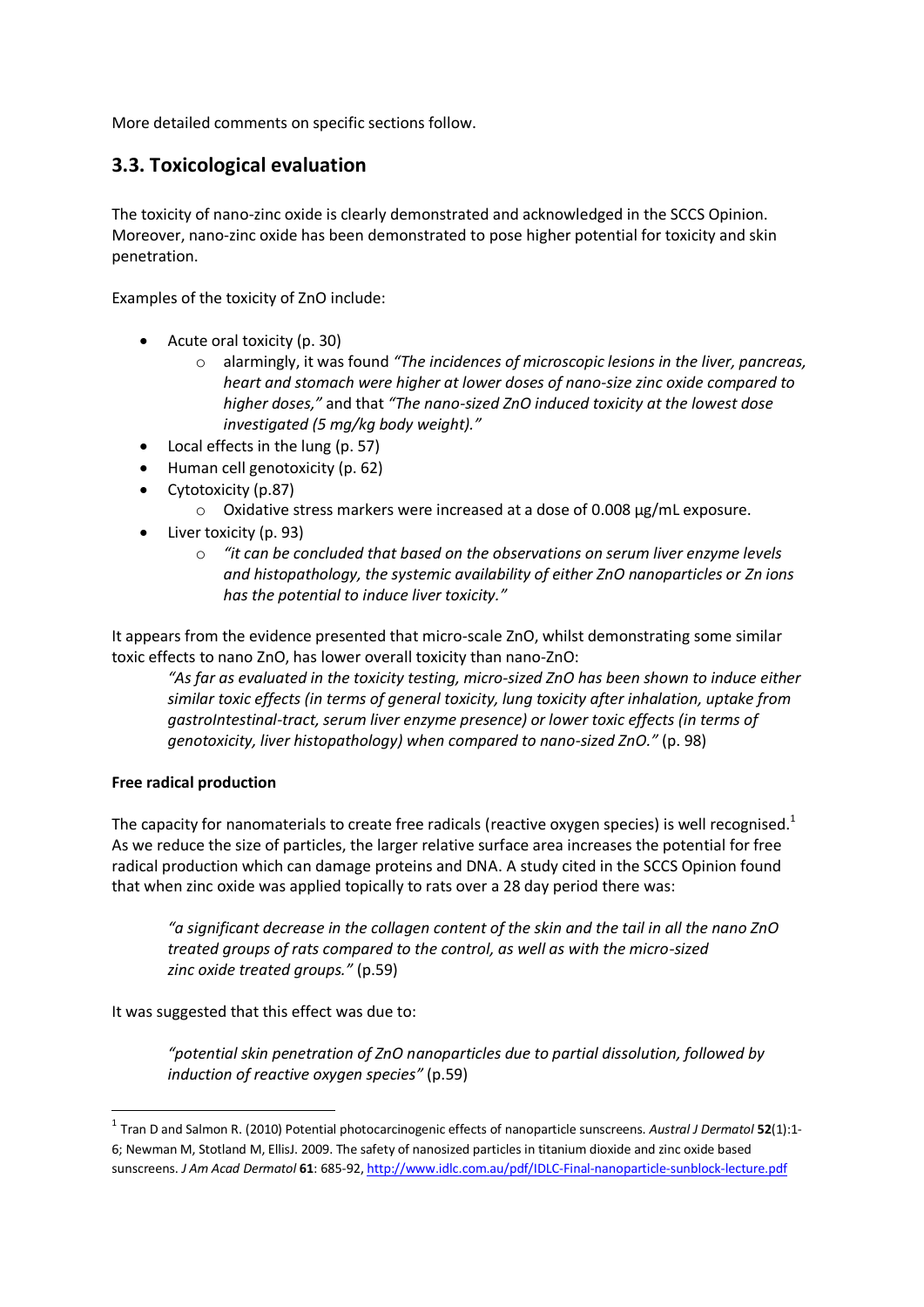More detailed comments on specific sections follow.

## 3.3. Toxicological evaluation

The toxicity of nano-zinc oxide is clearly demonstrated and acknowledged in the SCCS Opinion. Moreover, nano-zinc oxide has been demonstrated to pose higher potential for toxicity and skin penetration.

Examples of the toxicity of ZnO include:

- Acute oral toxicity (p. 30)
  - alarmingly, it was found *"The incidences of microscopic lesions in the liver, pancreas, heart and stomach were higher at lower doses of nano-size zinc oxide compared to higher doses,"* and that *"The nano-sized ZnO induced toxicity at the lowest dose investigated (5 mg/kg body weight)."*
- Local effects in the lung (p. 57)
- Human cell genotoxicity (p. 62)
- Cytotoxicity (p.87)
  - Oxidative stress markers were increased at a dose of 0.008 µg/mL exposure.
- Liver toxicity (p. 93)
  - *"it can be concluded that based on the observations on serum liver enzyme levels and histopathology, the systemic availability of either ZnO nanoparticles or Zn ions has the potential to induce liver toxicity."*

It appears from the evidence presented that micro-scale ZnO, whilst demonstrating some similar toxic effects to nano ZnO, has lower overall toxicity than nano-ZnO:

> *"As far as evaluated in the toxicity testing, micro-sized ZnO has been shown to induce either similar toxic effects (in terms of general toxicity, lung toxicity after inhalation, uptake from gastroIntestinal-tract, serum liver enzyme presence) or lower toxic effects (in terms of genotoxicity, liver histopathology) when compared to nano-sized ZnO."* (p. 98)

**Free radical production**

The capacity for nanomaterials to create free radicals (reactive oxygen species) is well recognised.[1] As we reduce the size of particles, the larger relative surface area increases the potential for free radical production which can damage proteins and DNA. A study cited in the SCCS Opinion found that when zinc oxide was applied topically to rats over a 28 day period there was:

> *"a significant decrease in the collagen content of the skin and the tail in all the nano ZnO treated groups of rats compared to the control, as well as with the micro-sized zinc oxide treated groups."* (p.59)

It was suggested that this effect was due to:

> *"potential skin penetration of ZnO nanoparticles due to partial dissolution, followed by induction of reactive oxygen species"* (p.59)

---

[1] Tran D and Salmon R. (2010) Potential photocarcinogenic effects of nanoparticle sunscreens. *Austral J Dermatol* **52**(1):1-6; Newman M, Stotland M, EllisJ. 2009. The safety of nanosized particles in titanium dioxide and zinc oxide based sunscreens. *J Am Acad Dermatol* **61**: 685-92, http://www.idlc.com.au/pdf/IDLC-Final-nanoparticle-sunblock-lecture.pdf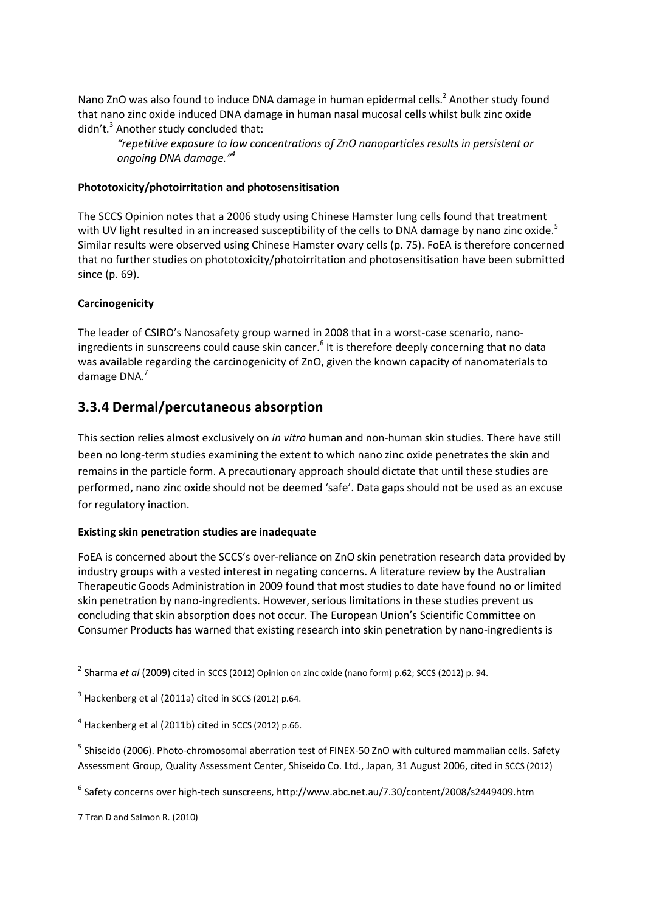Nano ZnO was also found to induce DNA damage in human epidermal cells.[2] Another study found that nano zinc oxide induced DNA damage in human nasal mucosal cells whilst bulk zinc oxide didn't.[3] Another study concluded that:

> *"repetitive exposure to low concentrations of ZnO nanoparticles results in persistent or ongoing DNA damage."*[4]

**Phototoxicity/photoirritation and photosensitisation**

The SCCS Opinion notes that a 2006 study using Chinese Hamster lung cells found that treatment with UV light resulted in an increased susceptibility of the cells to DNA damage by nano zinc oxide.[5] Similar results were observed using Chinese Hamster ovary cells (p. 75). FoEA is therefore concerned that no further studies on phototoxicity/photoirritation and photosensitisation have been submitted since (p. 69).

**Carcinogenicity**

The leader of CSIRO's Nanosafety group warned in 2008 that in a worst-case scenario, nano-ingredients in sunscreens could cause skin cancer.[6] It is therefore deeply concerning that no data was available regarding the carcinogenicity of ZnO, given the known capacity of nanomaterials to damage DNA.[7]

## 3.3.4 Dermal/percutaneous absorption

This section relies almost exclusively on *in vitro* human and non-human skin studies. There have still been no long-term studies examining the extent to which nano zinc oxide penetrates the skin and remains in the particle form. A precautionary approach should dictate that until these studies are performed, nano zinc oxide should not be deemed 'safe'. Data gaps should not be used as an excuse for regulatory inaction.

**Existing skin penetration studies are inadequate**

FoEA is concerned about the SCCS's over-reliance on ZnO skin penetration research data provided by industry groups with a vested interest in negating concerns. A literature review by the Australian Therapeutic Goods Administration in 2009 found that most studies to date have found no or limited skin penetration by nano-ingredients. However, serious limitations in these studies prevent us concluding that skin absorption does not occur. The European Union's Scientific Committee on Consumer Products has warned that existing research into skin penetration by nano-ingredients is

---

[2] Sharma *et al* (2009) cited in SCCS (2012) Opinion on zinc oxide (nano form) p.62; SCCS (2012) p. 94.

[3] Hackenberg et al (2011a) cited in SCCS (2012) p.64.

[4] Hackenberg et al (2011b) cited in SCCS (2012) p.66.

[5] Shiseido (2006). Photo-chromosomal aberration test of FINEX-50 ZnO with cultured mammalian cells. Safety Assessment Group, Quality Assessment Center, Shiseido Co. Ltd., Japan, 31 August 2006, cited in SCCS (2012)

[6] Safety concerns over high-tech sunscreens, http://www.abc.net.au/7.30/content/2008/s2449409.htm

7 Tran D and Salmon R. (2010)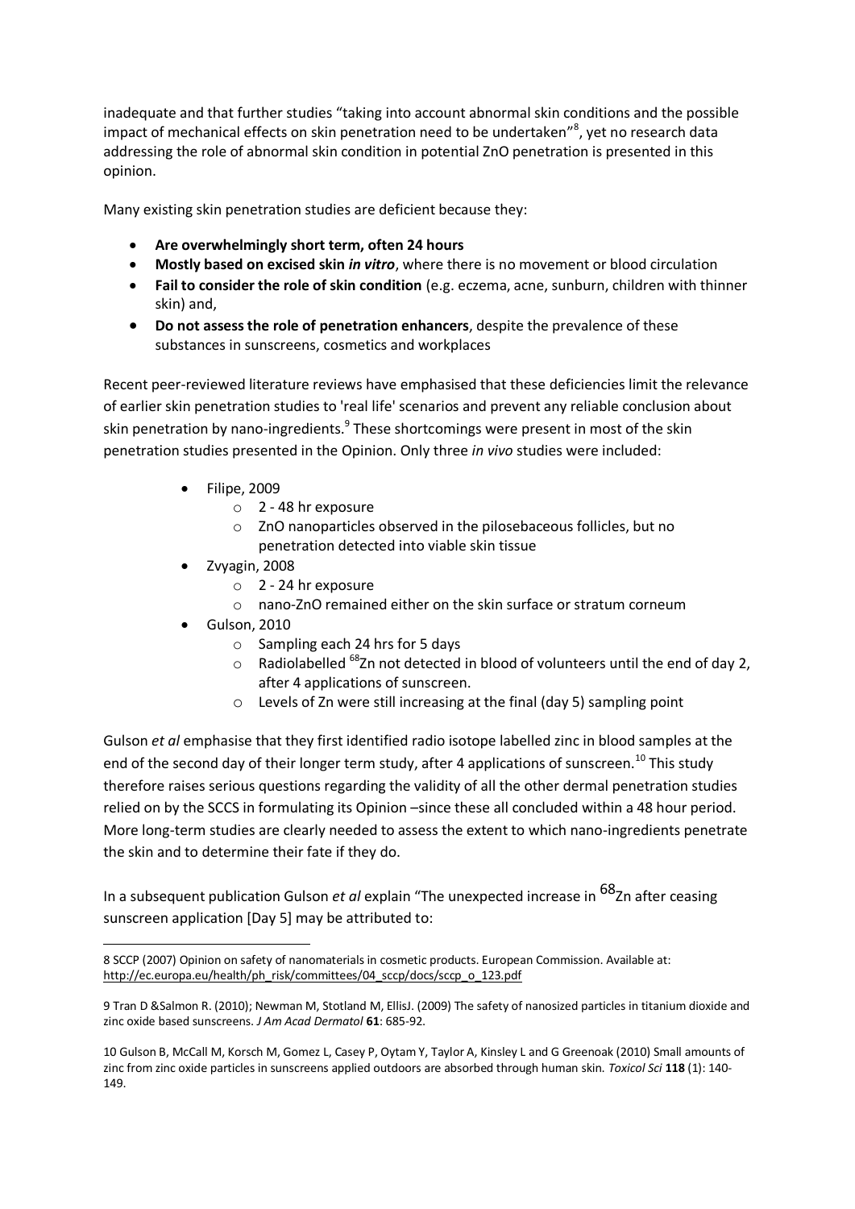inadequate and that further studies "taking into account abnormal skin conditions and the possible impact of mechanical effects on skin penetration need to be undertaken"[8], yet no research data addressing the role of abnormal skin condition in potential ZnO penetration is presented in this opinion.

Many existing skin penetration studies are deficient because they:

- **Are overwhelmingly short term, often 24 hours**
- **Mostly based on excised skin *in vitro***, where there is no movement or blood circulation
- **Fail to consider the role of skin condition** (e.g. eczema, acne, sunburn, children with thinner skin) and,
- **Do not assess the role of penetration enhancers**, despite the prevalence of these substances in sunscreens, cosmetics and workplaces

Recent peer-reviewed literature reviews have emphasised that these deficiencies limit the relevance of earlier skin penetration studies to 'real life' scenarios and prevent any reliable conclusion about skin penetration by nano-ingredients.[9] These shortcomings were present in most of the skin penetration studies presented in the Opinion. Only three *in vivo* studies were included:

- Filipe, 2009
  - 2 - 48 hr exposure
  - ZnO nanoparticles observed in the pilosebaceous follicles, but no penetration detected into viable skin tissue
- Zvyagin, 2008
  - 2 - 24 hr exposure
  - nano-ZnO remained either on the skin surface or stratum corneum
- Gulson, 2010
  - Sampling each 24 hrs for 5 days
  - Radiolabelled $^{68}$Zn not detected in blood of volunteers until the end of day 2, after 4 applications of sunscreen.
  - Levels of Zn were still increasing at the final (day 5) sampling point

Gulson *et al* emphasise that they first identified radio isotope labelled zinc in blood samples at the end of the second day of their longer term study, after 4 applications of sunscreen.[10] This study therefore raises serious questions regarding the validity of all the other dermal penetration studies relied on by the SCCS in formulating its Opinion –since these all concluded within a 48 hour period. More long-term studies are clearly needed to assess the extent to which nano-ingredients penetrate the skin and to determine their fate if they do.

In a subsequent publication Gulson *et al* explain "The unexpected increase in $^{68}$Zn after ceasing sunscreen application [Day 5] may be attributed to:

---

8 SCCP (2007) Opinion on safety of nanomaterials in cosmetic products. European Commission. Available at: http://ec.europa.eu/health/ph_risk/committees/04_sccp/docs/sccp_o_123.pdf

9 Tran D &Salmon R. (2010); Newman M, Stotland M, EllisJ. (2009) The safety of nanosized particles in titanium dioxide and zinc oxide based sunscreens. *J Am Acad Dermatol* **61**: 685-92.

10 Gulson B, McCall M, Korsch M, Gomez L, Casey P, Oytam Y, Taylor A, Kinsley L and G Greenoak (2010) Small amounts of zinc from zinc oxide particles in sunscreens applied outdoors are absorbed through human skin. *Toxicol Sci* **118** (1): 140-149.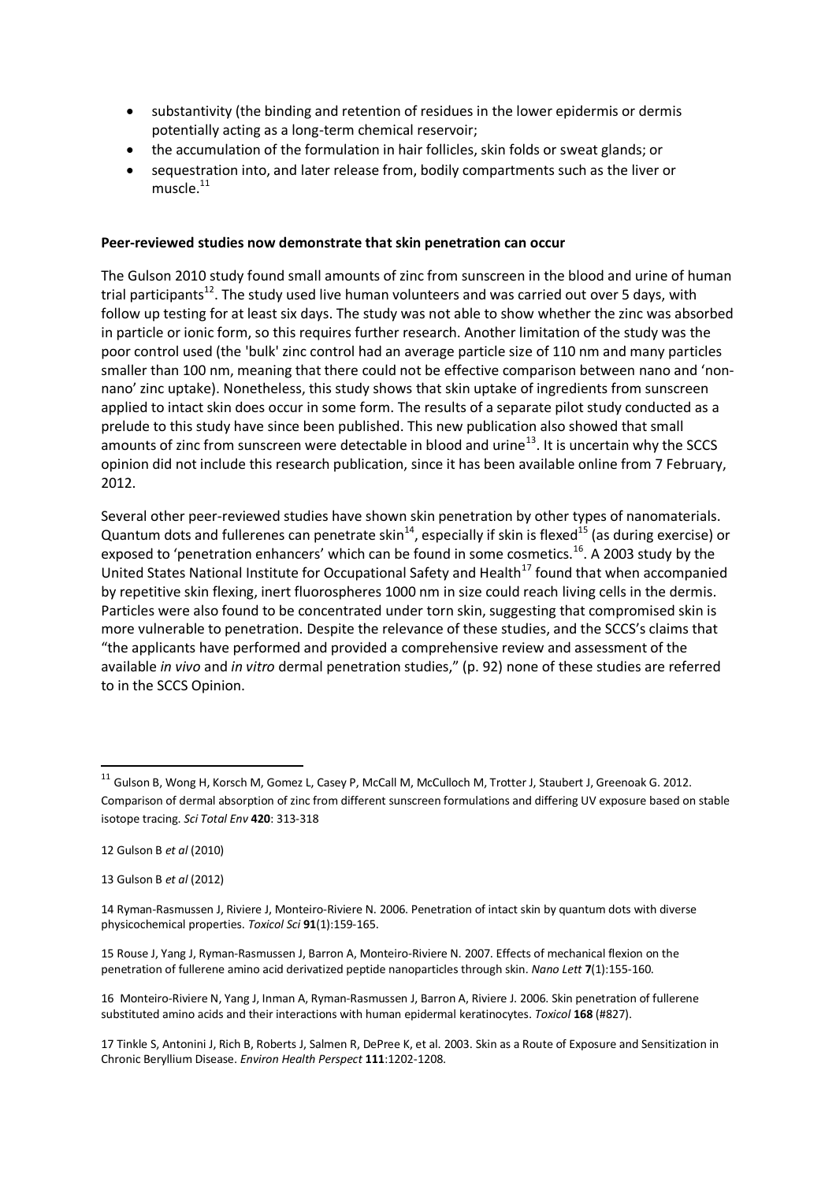- substantivity (the binding and retention of residues in the lower epidermis or dermis potentially acting as a long-term chemical reservoir;
- the accumulation of the formulation in hair follicles, skin folds or sweat glands; or
- sequestration into, and later release from, bodily compartments such as the liver or muscle.[11]

**Peer-reviewed studies now demonstrate that skin penetration can occur**

The Gulson 2010 study found small amounts of zinc from sunscreen in the blood and urine of human trial participants[12]. The study used live human volunteers and was carried out over 5 days, with follow up testing for at least six days. The study was not able to show whether the zinc was absorbed in particle or ionic form, so this requires further research. Another limitation of the study was the poor control used (the 'bulk' zinc control had an average particle size of 110 nm and many particles smaller than 100 nm, meaning that there could not be effective comparison between nano and 'non-nano' zinc uptake). Nonetheless, this study shows that skin uptake of ingredients from sunscreen applied to intact skin does occur in some form. The results of a separate pilot study conducted as a prelude to this study have since been published. This new publication also showed that small amounts of zinc from sunscreen were detectable in blood and urine[13]. It is uncertain why the SCCS opinion did not include this research publication, since it has been available online from 7 February, 2012.

Several other peer-reviewed studies have shown skin penetration by other types of nanomaterials. Quantum dots and fullerenes can penetrate skin[14], especially if skin is flexed[15] (as during exercise) or exposed to 'penetration enhancers' which can be found in some cosmetics.[16]. A 2003 study by the United States National Institute for Occupational Safety and Health[17] found that when accompanied by repetitive skin flexing, inert fluorospheres 1000 nm in size could reach living cells in the dermis. Particles were also found to be concentrated under torn skin, suggesting that compromised skin is more vulnerable to penetration. Despite the relevance of these studies, and the SCCS's claims that "the applicants have performed and provided a comprehensive review and assessment of the available *in vivo* and *in vitro* dermal penetration studies," (p. 92) none of these studies are referred to in the SCCS Opinion.

---

[11] Gulson B, Wong H, Korsch M, Gomez L, Casey P, McCall M, McCulloch M, Trotter J, Staubert J, Greenoak G. 2012. Comparison of dermal absorption of zinc from different sunscreen formulations and differing UV exposure based on stable isotope tracing. *Sci Total Env* **420**: 313-318

12 Gulson B *et al* (2010)

13 Gulson B *et al* (2012)

14 Ryman-Rasmussen J, Riviere J, Monteiro-Riviere N. 2006. Penetration of intact skin by quantum dots with diverse physicochemical properties. *Toxicol Sci* **91**(1):159-165.

15 Rouse J, Yang J, Ryman-Rasmussen J, Barron A, Monteiro-Riviere N. 2007. Effects of mechanical flexion on the penetration of fullerene amino acid derivatized peptide nanoparticles through skin. *Nano Lett* **7**(1):155-160.

16 Monteiro-Riviere N, Yang J, Inman A, Ryman-Rasmussen J, Barron A, Riviere J. 2006. Skin penetration of fullerene substituted amino acids and their interactions with human epidermal keratinocytes. *Toxicol* **168** (#827).

17 Tinkle S, Antonini J, Rich B, Roberts J, Salmen R, DePree K, et al. 2003. Skin as a Route of Exposure and Sensitization in Chronic Beryllium Disease. *Environ Health Perspect* **111**:1202-1208.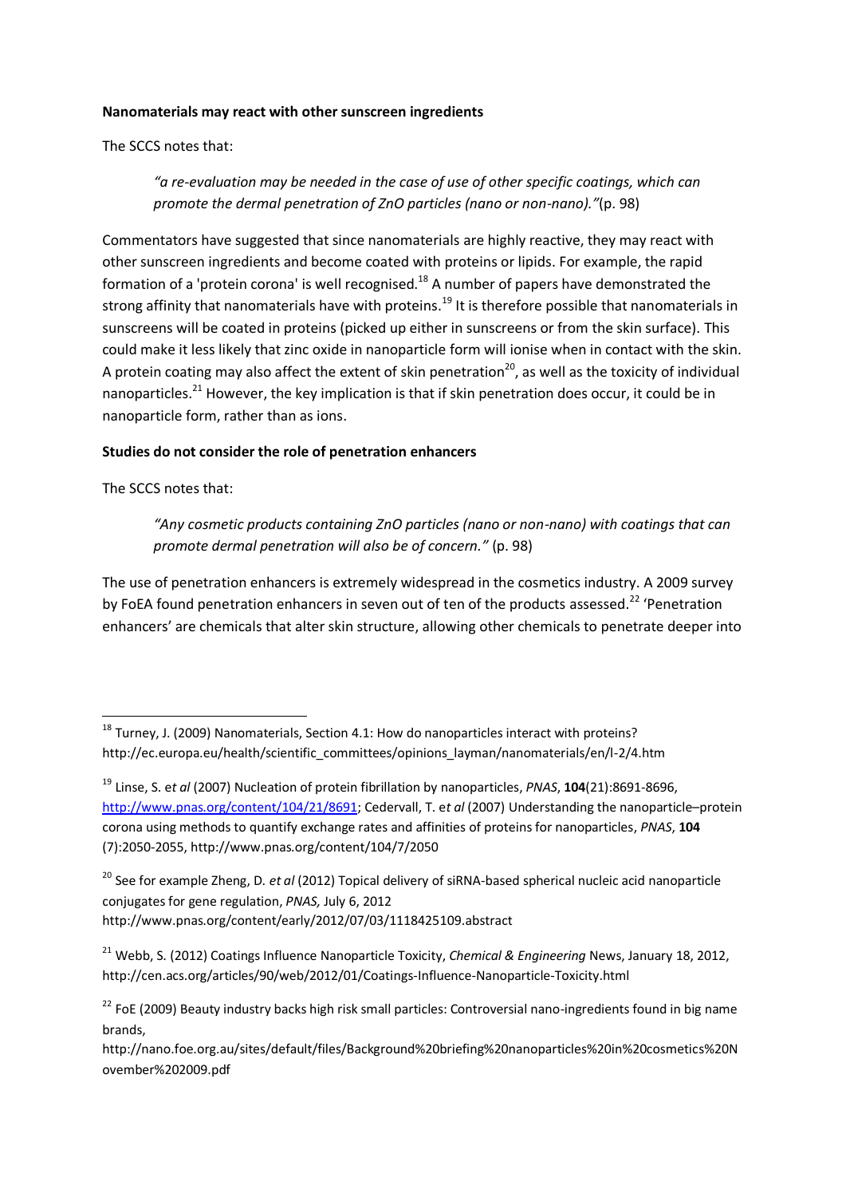**Nanomaterials may react with other sunscreen ingredients**

The SCCS notes that:

> *"a re-evaluation may be needed in the case of use of other specific coatings, which can promote the dermal penetration of ZnO particles (nano or non-nano)."*(p. 98)

Commentators have suggested that since nanomaterials are highly reactive, they may react with other sunscreen ingredients and become coated with proteins or lipids. For example, the rapid formation of a 'protein corona' is well recognised.[18] A number of papers have demonstrated the strong affinity that nanomaterials have with proteins.[19] It is therefore possible that nanomaterials in sunscreens will be coated in proteins (picked up either in sunscreens or from the skin surface). This could make it less likely that zinc oxide in nanoparticle form will ionise when in contact with the skin. A protein coating may also affect the extent of skin penetration[20], as well as the toxicity of individual nanoparticles.[21] However, the key implication is that if skin penetration does occur, it could be in nanoparticle form, rather than as ions.

**Studies do not consider the role of penetration enhancers**

The SCCS notes that:

> *"Any cosmetic products containing ZnO particles (nano or non-nano) with coatings that can promote dermal penetration will also be of concern."* (p. 98)

The use of penetration enhancers is extremely widespread in the cosmetics industry. A 2009 survey by FoEA found penetration enhancers in seven out of ten of the products assessed.[22] 'Penetration enhancers' are chemicals that alter skin structure, allowing other chemicals to penetrate deeper into

---

[18] Turney, J. (2009) Nanomaterials, Section 4.1: How do nanoparticles interact with proteins? http://ec.europa.eu/health/scientific_committees/opinions_layman/nanomaterials/en/l-2/4.htm

[19] Linse, S. e*t al* (2007) Nucleation of protein fibrillation by nanoparticles, *PNAS*, **104**(21):8691-8696, http://www.pnas.org/content/104/21/8691; Cedervall, T. e*t al* (2007) Understanding the nanoparticle–protein corona using methods to quantify exchange rates and affinities of proteins for nanoparticles, *PNAS*, **104** (7):2050-2055, http://www.pnas.org/content/104/7/2050

[20] See for example Zheng, D. *et al* (2012) Topical delivery of siRNA-based spherical nucleic acid nanoparticle conjugates for gene regulation, *PNAS,* July 6, 2012 http://www.pnas.org/content/early/2012/07/03/1118425109.abstract

[21] Webb, S. (2012) Coatings Influence Nanoparticle Toxicity, *Chemical & Engineering* News, January 18, 2012, http://cen.acs.org/articles/90/web/2012/01/Coatings-Influence-Nanoparticle-Toxicity.html

[22] FoE (2009) Beauty industry backs high risk small particles: Controversial nano-ingredients found in big name brands, http://nano.foe.org.au/sites/default/files/Background%20briefing%20nanoparticles%20in%20cosmetics%20November%202009.pdf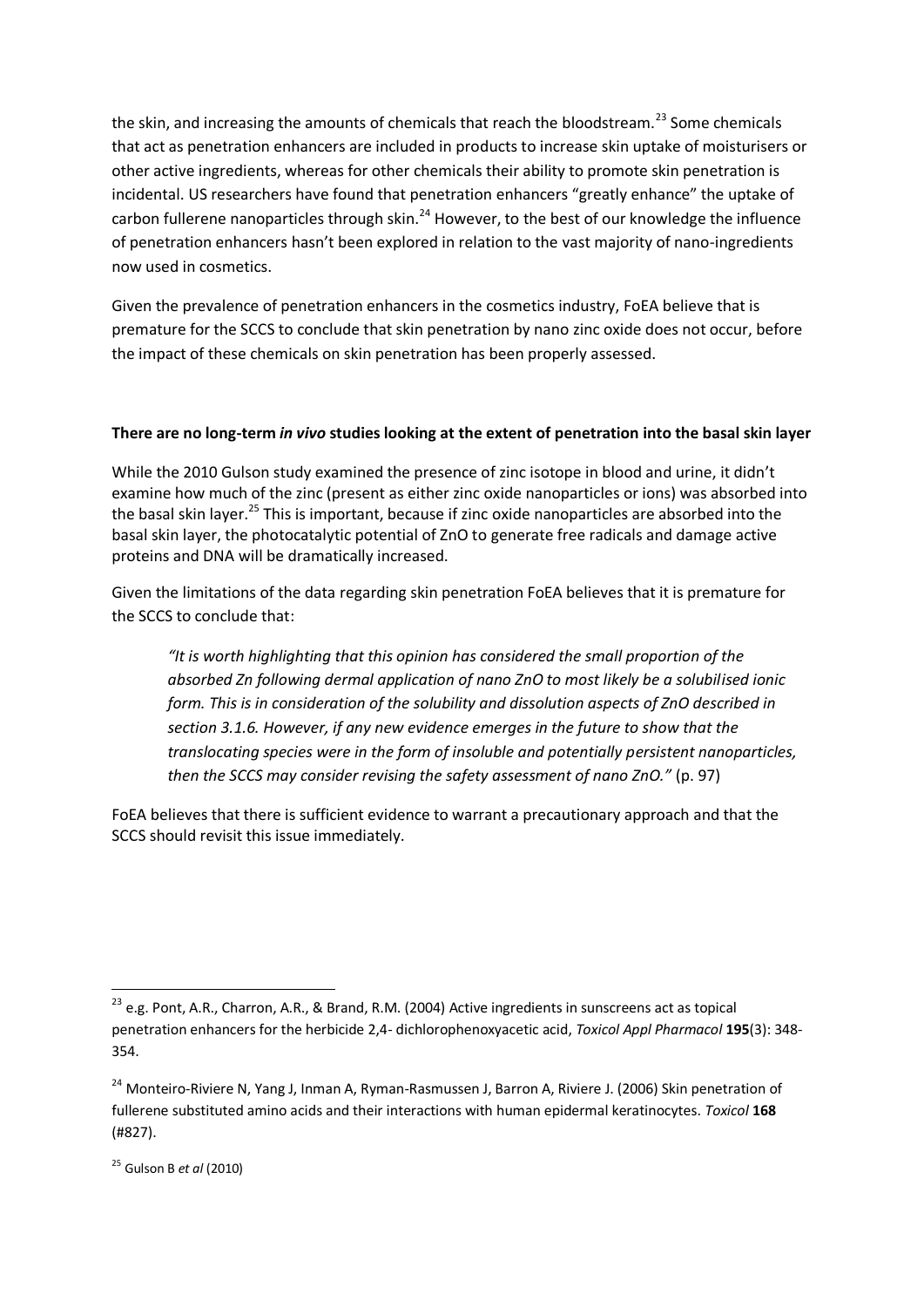the skin, and increasing the amounts of chemicals that reach the bloodstream.[23] Some chemicals that act as penetration enhancers are included in products to increase skin uptake of moisturisers or other active ingredients, whereas for other chemicals their ability to promote skin penetration is incidental. US researchers have found that penetration enhancers "greatly enhance" the uptake of carbon fullerene nanoparticles through skin.[24] However, to the best of our knowledge the influence of penetration enhancers hasn't been explored in relation to the vast majority of nano-ingredients now used in cosmetics.

Given the prevalence of penetration enhancers in the cosmetics industry, FoEA believe that is premature for the SCCS to conclude that skin penetration by nano zinc oxide does not occur, before the impact of these chemicals on skin penetration has been properly assessed.

**There are no long-term *in vivo* studies looking at the extent of penetration into the basal skin layer**

While the 2010 Gulson study examined the presence of zinc isotope in blood and urine, it didn't examine how much of the zinc (present as either zinc oxide nanoparticles or ions) was absorbed into the basal skin layer.[25] This is important, because if zinc oxide nanoparticles are absorbed into the basal skin layer, the photocatalytic potential of ZnO to generate free radicals and damage active proteins and DNA will be dramatically increased.

Given the limitations of the data regarding skin penetration FoEA believes that it is premature for the SCCS to conclude that:

> *"It is worth highlighting that this opinion has considered the small proportion of the absorbed Zn following dermal application of nano ZnO to most likely be a solubilised ionic form. This is in consideration of the solubility and dissolution aspects of ZnO described in section 3.1.6. However, if any new evidence emerges in the future to show that the translocating species were in the form of insoluble and potentially persistent nanoparticles, then the SCCS may consider revising the safety assessment of nano ZnO."* (p. 97)

FoEA believes that there is sufficient evidence to warrant a precautionary approach and that the SCCS should revisit this issue immediately.

---

[23] e.g. Pont, A.R., Charron, A.R., & Brand, R.M. (2004) Active ingredients in sunscreens act as topical penetration enhancers for the herbicide 2,4- dichlorophenoxyacetic acid, *Toxicol Appl Pharmacol* **195**(3): 348-354.

[24] Monteiro-Riviere N, Yang J, Inman A, Ryman-Rasmussen J, Barron A, Riviere J. (2006) Skin penetration of fullerene substituted amino acids and their interactions with human epidermal keratinocytes. *Toxicol* **168** (#827).

[25] Gulson B *et al* (2010)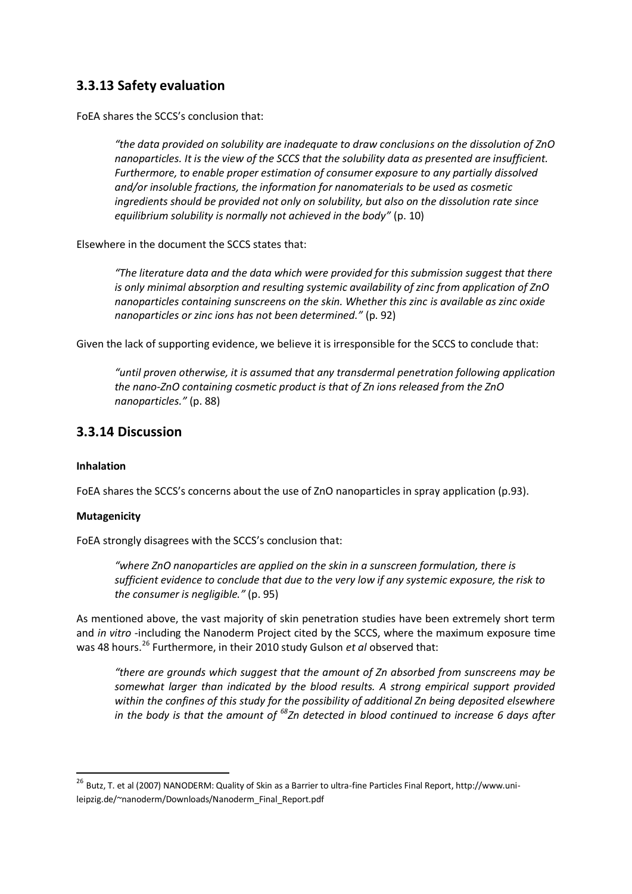## 3.3.13 Safety evaluation

FoEA shares the SCCS's conclusion that:

> *"the data provided on solubility are inadequate to draw conclusions on the dissolution of ZnO nanoparticles. It is the view of the SCCS that the solubility data as presented are insufficient. Furthermore, to enable proper estimation of consumer exposure to any partially dissolved and/or insoluble fractions, the information for nanomaterials to be used as cosmetic ingredients should be provided not only on solubility, but also on the dissolution rate since equilibrium solubility is normally not achieved in the body"* (p. 10)

Elsewhere in the document the SCCS states that:

> *"The literature data and the data which were provided for this submission suggest that there is only minimal absorption and resulting systemic availability of zinc from application of ZnO nanoparticles containing sunscreens on the skin. Whether this zinc is available as zinc oxide nanoparticles or zinc ions has not been determined."* (p. 92)

Given the lack of supporting evidence, we believe it is irresponsible for the SCCS to conclude that:

> *"until proven otherwise, it is assumed that any transdermal penetration following application the nano-ZnO containing cosmetic product is that of Zn ions released from the ZnO nanoparticles."* (p. 88)

## 3.3.14 Discussion

**Inhalation**

FoEA shares the SCCS's concerns about the use of ZnO nanoparticles in spray application (p.93).

**Mutagenicity**

FoEA strongly disagrees with the SCCS's conclusion that:

> *"where ZnO nanoparticles are applied on the skin in a sunscreen formulation, there is sufficient evidence to conclude that due to the very low if any systemic exposure, the risk to the consumer is negligible."* (p. 95)

As mentioned above, the vast majority of skin penetration studies have been extremely short term and *in vitro* -including the Nanoderm Project cited by the SCCS, where the maximum exposure time was 48 hours.[26] Furthermore, in their 2010 study Gulson *et al* observed that:

> *"there are grounds which suggest that the amount of Zn absorbed from sunscreens may be somewhat larger than indicated by the blood results. A strong empirical support provided within the confines of this study for the possibility of additional Zn being deposited elsewhere in the body is that the amount of $^{68}$Zn detected in blood continued to increase 6 days after*

---

[26] Butz, T. et al (2007) NANODERM: Quality of Skin as a Barrier to ultra-fine Particles Final Report, http://www.uni-leipzig.de/~nanoderm/Downloads/Nanoderm_Final_Report.pdf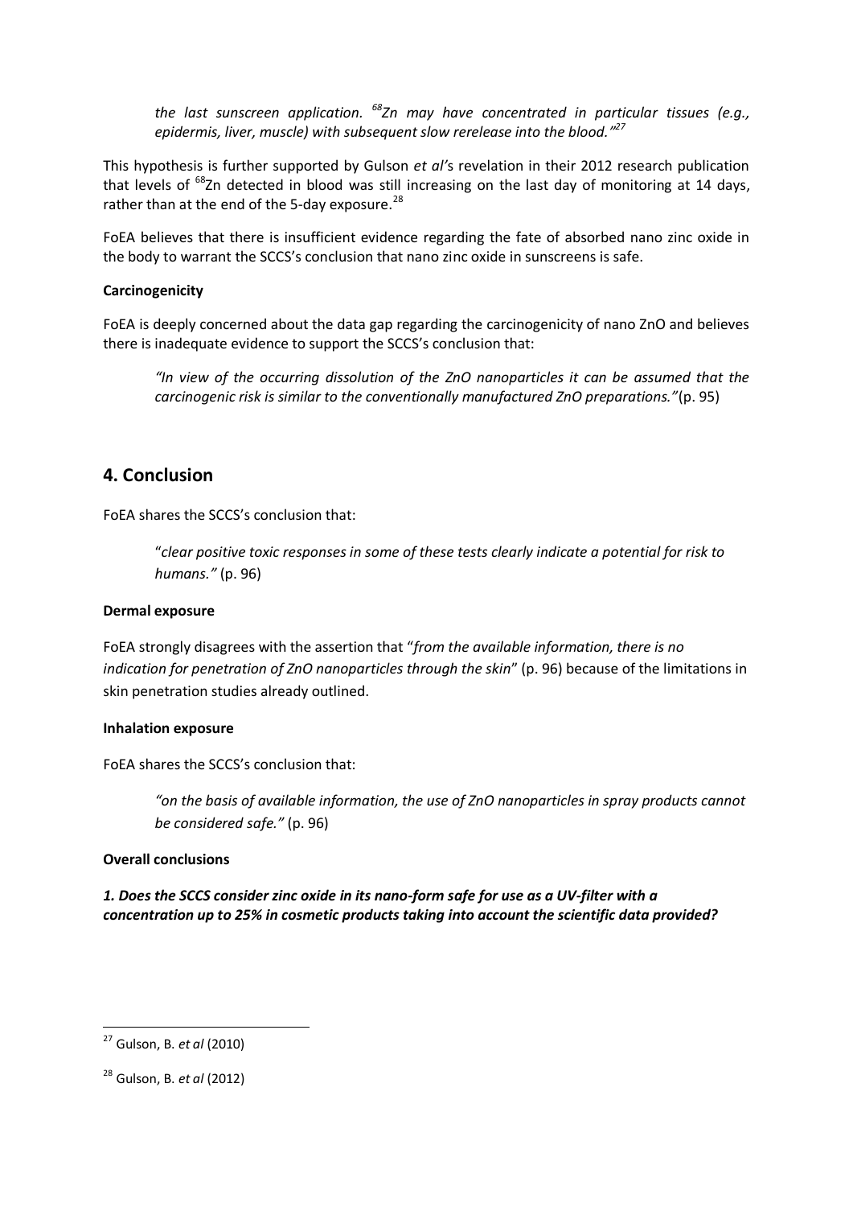*the last sunscreen application. $^{68}$Zn may have concentrated in particular tissues (e.g., epidermis, liver, muscle) with subsequent slow rerelease into the blood."*[27]

This hypothesis is further supported by Gulson *et al*'s revelation in their 2012 research publication that levels of $^{68}$Zn detected in blood was still increasing on the last day of monitoring at 14 days, rather than at the end of the 5-day exposure.[28]

FoEA believes that there is insufficient evidence regarding the fate of absorbed nano zinc oxide in the body to warrant the SCCS's conclusion that nano zinc oxide in sunscreens is safe.

**Carcinogenicity**

FoEA is deeply concerned about the data gap regarding the carcinogenicity of nano ZnO and believes there is inadequate evidence to support the SCCS's conclusion that:

> *"In view of the occurring dissolution of the ZnO nanoparticles it can be assumed that the carcinogenic risk is similar to the conventionally manufactured ZnO preparations."* (p. 95)

## 4. Conclusion

FoEA shares the SCCS's conclusion that:

> "*clear positive toxic responses in some of these tests clearly indicate a potential for risk to humans."* (p. 96)

**Dermal exposure**

FoEA strongly disagrees with the assertion that "*from the available information, there is no indication for penetration of ZnO nanoparticles through the skin*" (p. 96) because of the limitations in skin penetration studies already outlined.

**Inhalation exposure**

FoEA shares the SCCS's conclusion that:

> *"on the basis of available information, the use of ZnO nanoparticles in spray products cannot be considered safe."* (p. 96)

**Overall conclusions**

***1. Does the SCCS consider zinc oxide in its nano-form safe for use as a UV-filter with a concentration up to 25% in cosmetic products taking into account the scientific data provided?***

---

[27] Gulson, B. *et al* (2010)

[28] Gulson, B. *et al* (2012)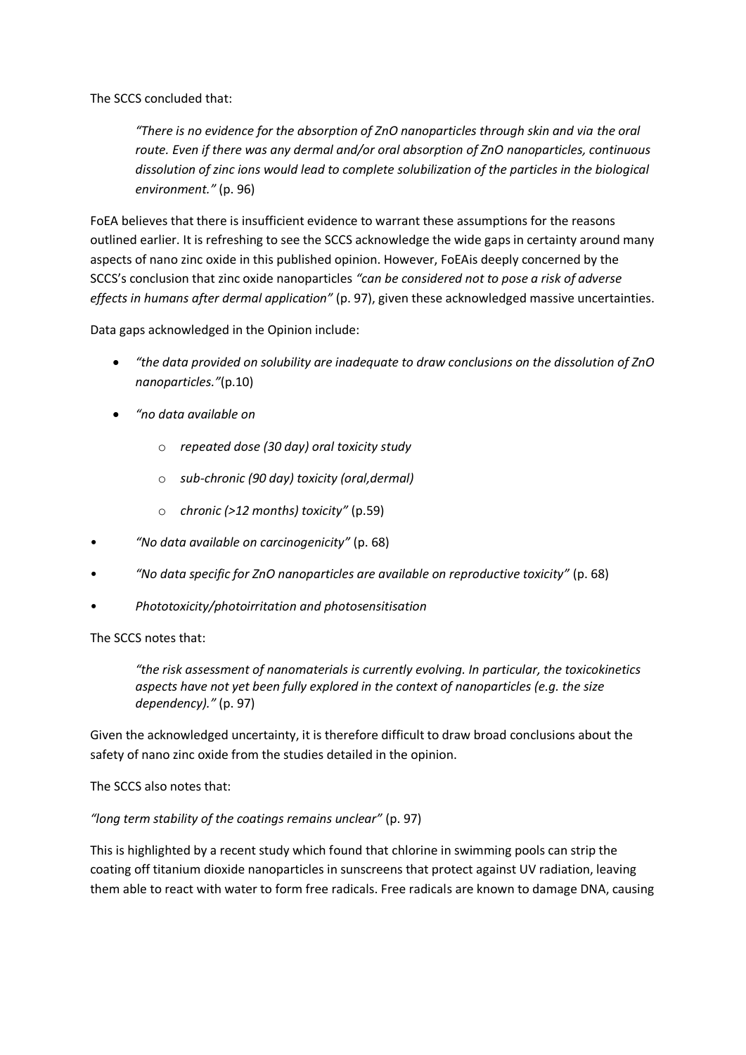The SCCS concluded that:

> *"There is no evidence for the absorption of ZnO nanoparticles through skin and via the oral route. Even if there was any dermal and/or oral absorption of ZnO nanoparticles, continuous dissolution of zinc ions would lead to complete solubilization of the particles in the biological environment."* (p. 96)

FoEA believes that there is insufficient evidence to warrant these assumptions for the reasons outlined earlier. It is refreshing to see the SCCS acknowledge the wide gaps in certainty around many aspects of nano zinc oxide in this published opinion. However, FoEAis deeply concerned by the SCCS's conclusion that zinc oxide nanoparticles *"can be considered not to pose a risk of adverse effects in humans after dermal application"* (p. 97), given these acknowledged massive uncertainties.

Data gaps acknowledged in the Opinion include:

- *"the data provided on solubility are inadequate to draw conclusions on the dissolution of ZnO nanoparticles."*(p.10)
- *"no data available on*
    - *repeated dose (30 day) oral toxicity study*
    - *sub-chronic (90 day) toxicity (oral,dermal)*
    - *chronic (>12 months) toxicity"* (p.59)
- *"No data available on carcinogenicity"* (p. 68)
- *"No data specific for ZnO nanoparticles are available on reproductive toxicity"* (p. 68)
- *Phototoxicity/photoirritation and photosensitisation*

The SCCS notes that:

> *"the risk assessment of nanomaterials is currently evolving. In particular, the toxicokinetics aspects have not yet been fully explored in the context of nanoparticles (e.g. the size dependency)."* (p. 97)

Given the acknowledged uncertainty, it is therefore difficult to draw broad conclusions about the safety of nano zinc oxide from the studies detailed in the opinion.

The SCCS also notes that:

*"long term stability of the coatings remains unclear"* (p. 97)

This is highlighted by a recent study which found that chlorine in swimming pools can strip the coating off titanium dioxide nanoparticles in sunscreens that protect against UV radiation, leaving them able to react with water to form free radicals. Free radicals are known to damage DNA, causing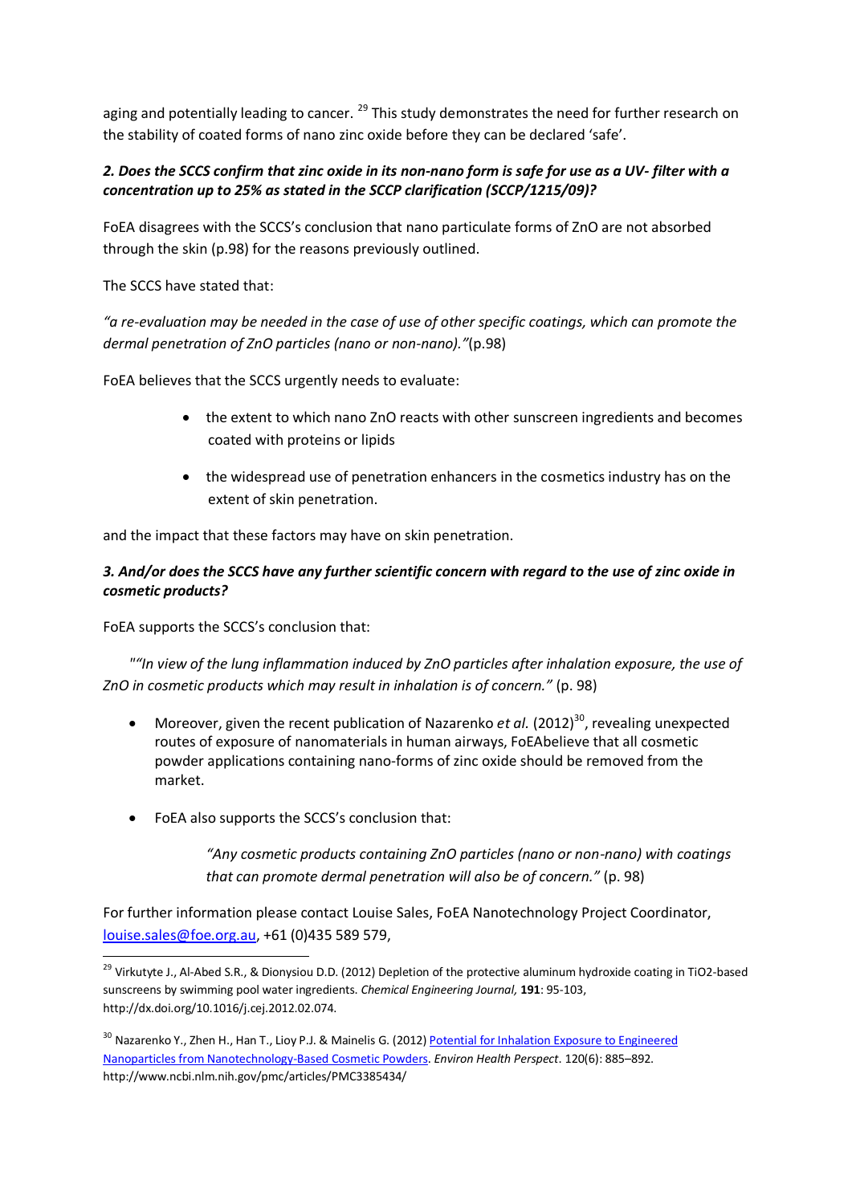aging and potentially leading to cancer. [29] This study demonstrates the need for further research on the stability of coated forms of nano zinc oxide before they can be declared 'safe'.

***2. Does the SCCS confirm that zinc oxide in its non-nano form is safe for use as a UV- filter with a concentration up to 25% as stated in the SCCP clarification (SCCP/1215/09)?***

FoEA disagrees with the SCCS's conclusion that nano particulate forms of ZnO are not absorbed through the skin (p.98) for the reasons previously outlined.

The SCCS have stated that:

*"a re-evaluation may be needed in the case of use of other specific coatings, which can promote the dermal penetration of ZnO particles (nano or non-nano)."*(p.98)

FoEA believes that the SCCS urgently needs to evaluate:

- the extent to which nano ZnO reacts with other sunscreen ingredients and becomes coated with proteins or lipids
- the widespread use of penetration enhancers in the cosmetics industry has on the extent of skin penetration.

and the impact that these factors may have on skin penetration.

***3. And/or does the SCCS have any further scientific concern with regard to the use of zinc oxide in cosmetic products?***

FoEA supports the SCCS's conclusion that:

"*"In view of the lung inflammation induced by ZnO particles after inhalation exposure, the use of ZnO in cosmetic products which may result in inhalation is of concern."* (p. 98)

- Moreover, given the recent publication of Nazarenko *et al.* (2012)[30], revealing unexpected routes of exposure of nanomaterials in human airways, FoEAbelieve that all cosmetic powder applications containing nano-forms of zinc oxide should be removed from the market.
- FoEA also supports the SCCS's conclusion that:

  *"Any cosmetic products containing ZnO particles (nano or non-nano) with coatings that can promote dermal penetration will also be of concern."* (p. 98)

For further information please contact Louise Sales, FoEA Nanotechnology Project Coordinator, louise.sales@foe.org.au, +61 (0)435 589 579,

---

[29] Virkutyte J., Al-Abed S.R., & Dionysiou D.D. (2012) Depletion of the protective aluminum hydroxide coating in TiO2-based sunscreens by swimming pool water ingredients. *Chemical Engineering Journal,* **191**: 95-103, http://dx.doi.org/10.1016/j.cej.2012.02.074.

[30] Nazarenko Y., Zhen H., Han T., Lioy P.J. & Mainelis G. (2012) Potential for Inhalation Exposure to Engineered Nanoparticles from Nanotechnology-Based Cosmetic Powders. *Environ Health Perspect*. 120(6): 885–892. http://www.ncbi.nlm.nih.gov/pmc/articles/PMC3385434/